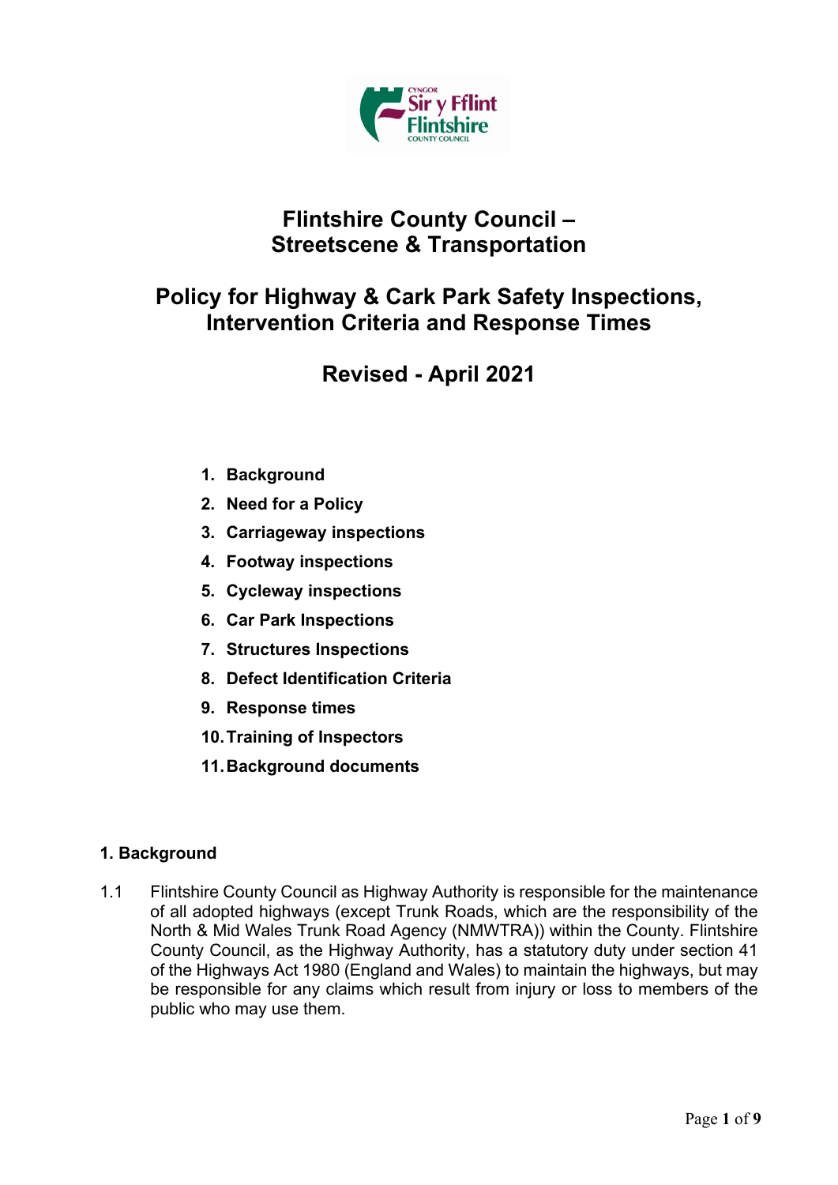# Flintshire County Council – Streetscene & Transportation

# Policy for Highway & Cark Park Safety Inspections, Intervention Criteria and Response Times

## Revised - April 2021

1. **Background**
2. **Need for a Policy**
3. **Carriageway inspections**
4. **Footway inspections**
5. **Cycleway inspections**
6. **Car Park Inspections**
7. **Structures Inspections**
8. **Defect Identification Criteria**
9. **Response times**
10. **Training of Inspectors**
11. **Background documents**

### 1. Background

1.1 Flintshire County Council as Highway Authority is responsible for the maintenance of all adopted highways (except Trunk Roads, which are the responsibility of the North & Mid Wales Trunk Road Agency (NMWTRA)) within the County. Flintshire County Council, as the Highway Authority, has a statutory duty under section 41 of the Highways Act 1980 (England and Wales) to maintain the highways, but may be responsible for any claims which result from injury or loss to members of the public who may use them.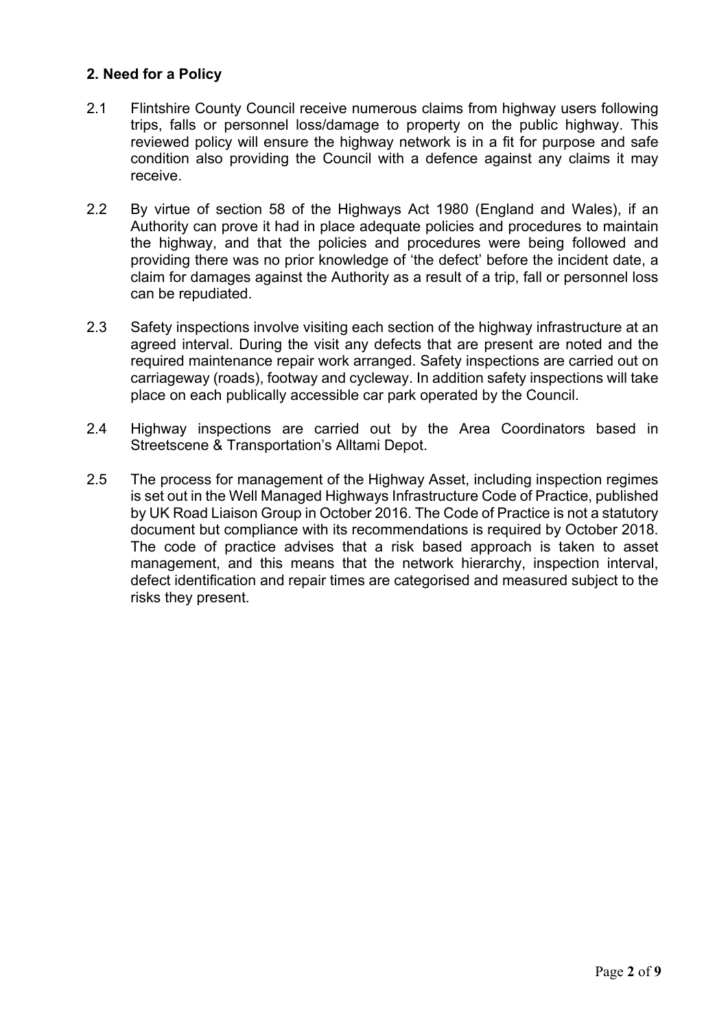## 2. Need for a Policy

2.1 Flintshire County Council receive numerous claims from highway users following trips, falls or personnel loss/damage to property on the public highway. This reviewed policy will ensure the highway network is in a fit for purpose and safe condition also providing the Council with a defence against any claims it may receive.

2.2 By virtue of section 58 of the Highways Act 1980 (England and Wales), if an Authority can prove it had in place adequate policies and procedures to maintain the highway, and that the policies and procedures were being followed and providing there was no prior knowledge of 'the defect' before the incident date, a claim for damages against the Authority as a result of a trip, fall or personnel loss can be repudiated.

2.3 Safety inspections involve visiting each section of the highway infrastructure at an agreed interval. During the visit any defects that are present are noted and the required maintenance repair work arranged. Safety inspections are carried out on carriageway (roads), footway and cycleway. In addition safety inspections will take place on each publically accessible car park operated by the Council.

2.4 Highway inspections are carried out by the Area Coordinators based in Streetscene & Transportation's Alltami Depot.

2.5 The process for management of the Highway Asset, including inspection regimes is set out in the Well Managed Highways Infrastructure Code of Practice, published by UK Road Liaison Group in October 2016. The Code of Practice is not a statutory document but compliance with its recommendations is required by October 2018. The code of practice advises that a risk based approach is taken to asset management, and this means that the network hierarchy, inspection interval, defect identification and repair times are categorised and measured subject to the risks they present.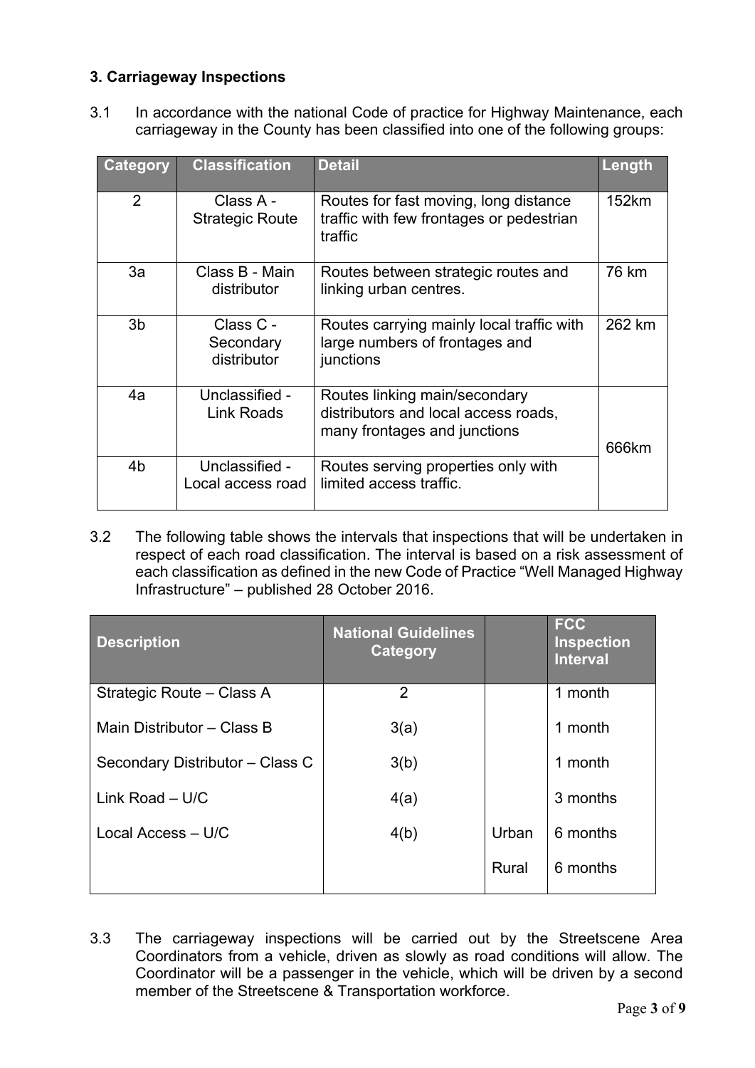### 3. Carriageway Inspections

3.1 In accordance with the national Code of practice for Highway Maintenance, each carriageway in the County has been classified into one of the following groups:

| Category | Classification | Detail | Length |
|---|---|---|---|
| 2 | Class A - Strategic Route | Routes for fast moving, long distance traffic with few frontages or pedestrian traffic | 152km |
| 3a | Class B - Main distributor | Routes between strategic routes and linking urban centres. | 76 km |
| 3b | Class C - Secondary distributor | Routes carrying mainly local traffic with large numbers of frontages and junctions | 262 km |
| 4a | Unclassified - Link Roads | Routes linking main/secondary distributors and local access roads, many frontages and junctions | 666km |
| 4b | Unclassified - Local access road | Routes serving properties only with limited access traffic. | |

3.2 The following table shows the intervals that inspections that will be undertaken in respect of each road classification. The interval is based on a risk assessment of each classification as defined in the new Code of Practice "Well Managed Highway Infrastructure" – published 28 October 2016.

| Description | National Guidelines Category | | FCC Inspection Interval |
|---|---|---|---|
| Strategic Route – Class A | 2 | | 1 month |
| Main Distributor – Class B | 3(a) | | 1 month |
| Secondary Distributor – Class C | 3(b) | | 1 month |
| Link Road – U/C | 4(a) | | 3 months |
| Local Access – U/C | 4(b) | Urban | 6 months |
| | | Rural | 6 months |

3.3 The carriageway inspections will be carried out by the Streetscene Area Coordinators from a vehicle, driven as slowly as road conditions will allow. The Coordinator will be a passenger in the vehicle, which will be driven by a second member of the Streetscene & Transportation workforce.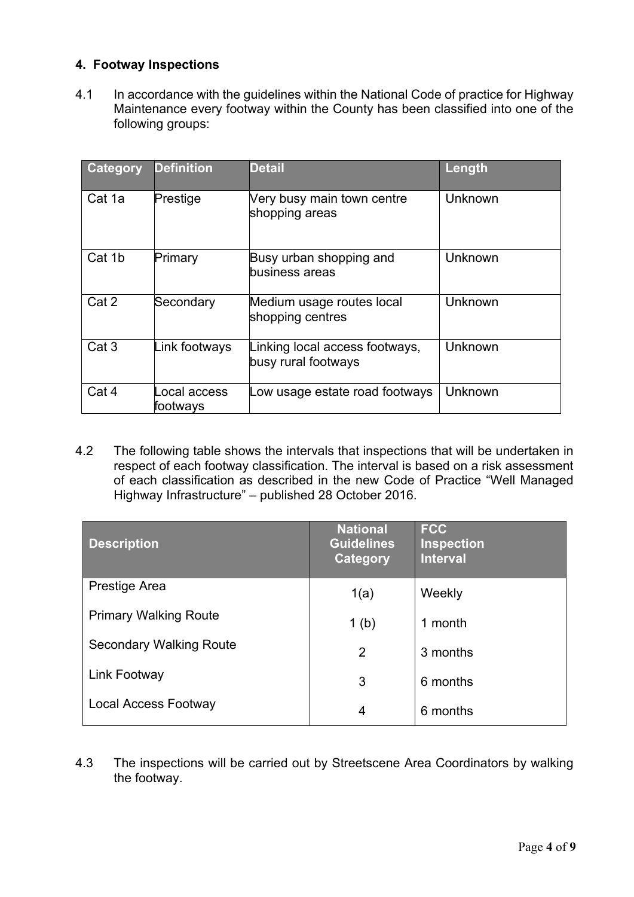## 4. Footway Inspections

4.1 In accordance with the guidelines within the National Code of practice for Highway Maintenance every footway within the County has been classified into one of the following groups:

| Category | Definition | Detail | Length |
|---|---|---|---|
| Cat 1a | Prestige | Very busy main town centre shopping areas | Unknown |
| Cat 1b | Primary | Busy urban shopping and business areas | Unknown |
| Cat 2 | Secondary | Medium usage routes local shopping centres | Unknown |
| Cat 3 | Link footways | Linking local access footways, busy rural footways | Unknown |
| Cat 4 | Local access footways | Low usage estate road footways | Unknown |

4.2 The following table shows the intervals that inspections that will be undertaken in respect of each footway classification. The interval is based on a risk assessment of each classification as described in the new Code of Practice "Well Managed Highway Infrastructure" – published 28 October 2016.

| Description | National Guidelines Category | FCC Inspection Interval |
|---|---|---|
| Prestige Area | 1(a) | Weekly |
| Primary Walking Route | 1 (b) | 1 month |
| Secondary Walking Route | 2 | 3 months |
| Link Footway | 3 | 6 months |
| Local Access Footway | 4 | 6 months |

4.3 The inspections will be carried out by Streetscene Area Coordinators by walking the footway.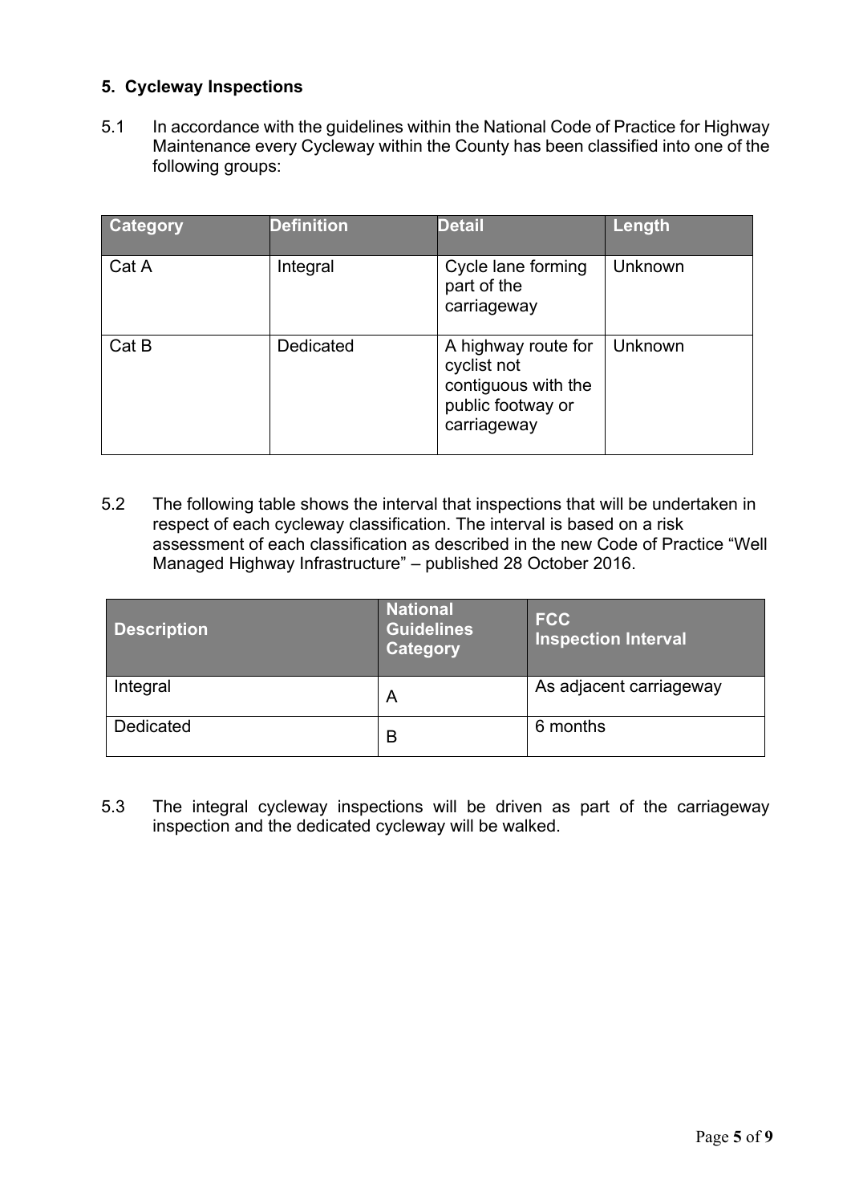## 5. Cycleway Inspections

5.1 In accordance with the guidelines within the National Code of Practice for Highway Maintenance every Cycleway within the County has been classified into one of the following groups:

| Category | Definition | Detail | Length |
|---|---|---|---|
| Cat A | Integral | Cycle lane forming part of the carriageway | Unknown |
| Cat B | Dedicated | A highway route for cyclist not contiguous with the public footway or carriageway | Unknown |

5.2 The following table shows the interval that inspections that will be undertaken in respect of each cycleway classification. The interval is based on a risk assessment of each classification as described in the new Code of Practice "Well Managed Highway Infrastructure" – published 28 October 2016.

| Description | National Guidelines Category | FCC Inspection Interval |
|---|---|---|
| Integral | A | As adjacent carriageway |
| Dedicated | B | 6 months |

5.3 The integral cycleway inspections will be driven as part of the carriageway inspection and the dedicated cycleway will be walked.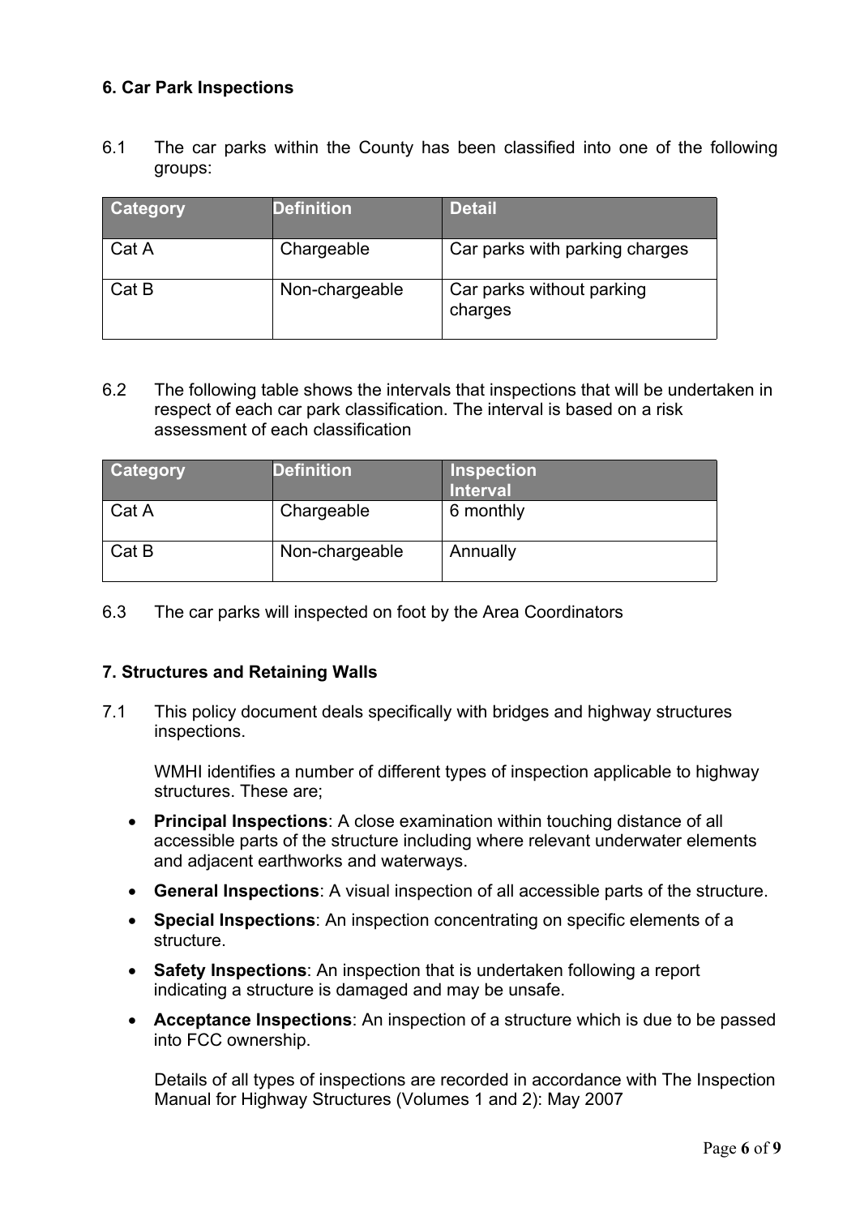## 6. Car Park Inspections

6.1 The car parks within the County has been classified into one of the following groups:

| Category | Definition | Detail |
| --- | --- | --- |
| Cat A | Chargeable | Car parks with parking charges |
| Cat B | Non-chargeable | Car parks without parking charges |

6.2 The following table shows the intervals that inspections that will be undertaken in respect of each car park classification. The interval is based on a risk assessment of each classification

| Category | Definition | Inspection Interval |
| --- | --- | --- |
| Cat A | Chargeable | 6 monthly |
| Cat B | Non-chargeable | Annually |

6.3 The car parks will inspected on foot by the Area Coordinators

## 7. Structures and Retaining Walls

7.1 This policy document deals specifically with bridges and highway structures inspections.

WMHI identifies a number of different types of inspection applicable to highway structures. These are;

- **Principal Inspections**: A close examination within touching distance of all accessible parts of the structure including where relevant underwater elements and adjacent earthworks and waterways.
- **General Inspections**: A visual inspection of all accessible parts of the structure.
- **Special Inspections**: An inspection concentrating on specific elements of a structure.
- **Safety Inspections**: An inspection that is undertaken following a report indicating a structure is damaged and may be unsafe.
- **Acceptance Inspections**: An inspection of a structure which is due to be passed into FCC ownership.

Details of all types of inspections are recorded in accordance with The Inspection Manual for Highway Structures (Volumes 1 and 2): May 2007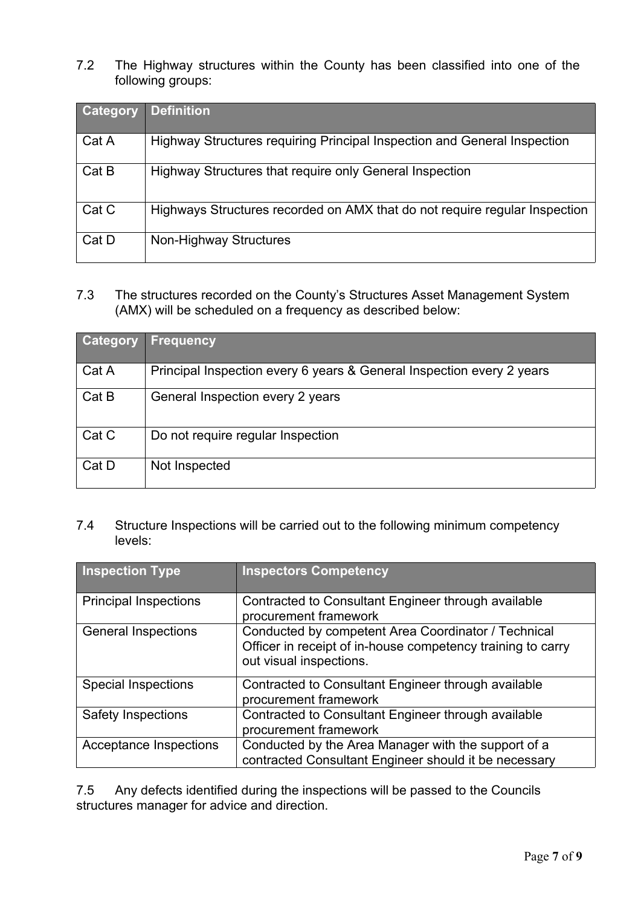7.2 The Highway structures within the County has been classified into one of the following groups:

| Category | Definition |
|---|---|
| Cat A | Highway Structures requiring Principal Inspection and General Inspection |
| Cat B | Highway Structures that require only General Inspection |
| Cat C | Highways Structures recorded on AMX that do not require regular Inspection |
| Cat D | Non-Highway Structures |

7.3 The structures recorded on the County's Structures Asset Management System (AMX) will be scheduled on a frequency as described below:

| Category | Frequency |
|---|---|
| Cat A | Principal Inspection every 6 years & General Inspection every 2 years |
| Cat B | General Inspection every 2 years |
| Cat C | Do not require regular Inspection |
| Cat D | Not Inspected |

7.4 Structure Inspections will be carried out to the following minimum competency levels:

| Inspection Type | Inspectors Competency |
|---|---|
| Principal Inspections | Contracted to Consultant Engineer through available procurement framework |
| General Inspections | Conducted by competent Area Coordinator / Technical Officer in receipt of in-house competency training to carry out visual inspections. |
| Special Inspections | Contracted to Consultant Engineer through available procurement framework |
| Safety Inspections | Contracted to Consultant Engineer through available procurement framework |
| Acceptance Inspections | Conducted by the Area Manager with the support of a contracted Consultant Engineer should it be necessary |

7.5 Any defects identified during the inspections will be passed to the Councils structures manager for advice and direction.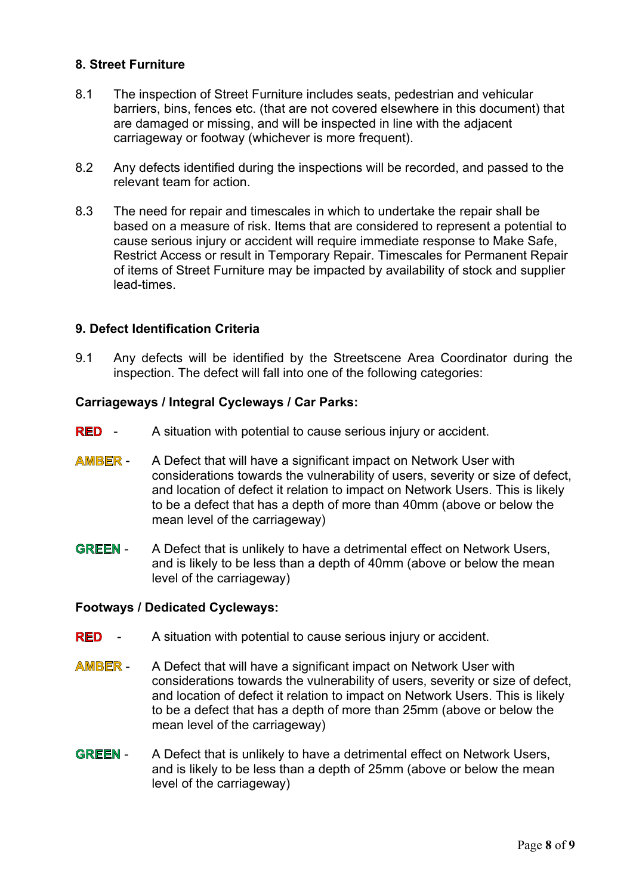## 8. Street Furniture

8.1 The inspection of Street Furniture includes seats, pedestrian and vehicular barriers, bins, fences etc. (that are not covered elsewhere in this document) that are damaged or missing, and will be inspected in line with the adjacent carriageway or footway (whichever is more frequent).

8.2 Any defects identified during the inspections will be recorded, and passed to the relevant team for action.

8.3 The need for repair and timescales in which to undertake the repair shall be based on a measure of risk. Items that are considered to represent a potential to cause serious injury or accident will require immediate response to Make Safe, Restrict Access or result in Temporary Repair. Timescales for Permanent Repair of items of Street Furniture may be impacted by availability of stock and supplier lead-times.

## 9. Defect Identification Criteria

9.1 Any defects will be identified by the Streetscene Area Coordinator during the inspection. The defect will fall into one of the following categories:

**Carriageways / Integral Cycleways / Car Parks:**

**RED** - A situation with potential to cause serious injury or accident.

**AMBER** - A Defect that will have a significant impact on Network User with considerations towards the vulnerability of users, severity or size of defect, and location of defect it relation to impact on Network Users. This is likely to be a defect that has a depth of more than 40mm (above or below the mean level of the carriageway)

**GREEN** - A Defect that is unlikely to have a detrimental effect on Network Users, and is likely to be less than a depth of 40mm (above or below the mean level of the carriageway)

**Footways / Dedicated Cycleways:**

**RED** - A situation with potential to cause serious injury or accident.

**AMBER** - A Defect that will have a significant impact on Network User with considerations towards the vulnerability of users, severity or size of defect, and location of defect it relation to impact on Network Users. This is likely to be a defect that has a depth of more than 25mm (above or below the mean level of the carriageway)

**GREEN** - A Defect that is unlikely to have a detrimental effect on Network Users, and is likely to be less than a depth of 25mm (above or below the mean level of the carriageway)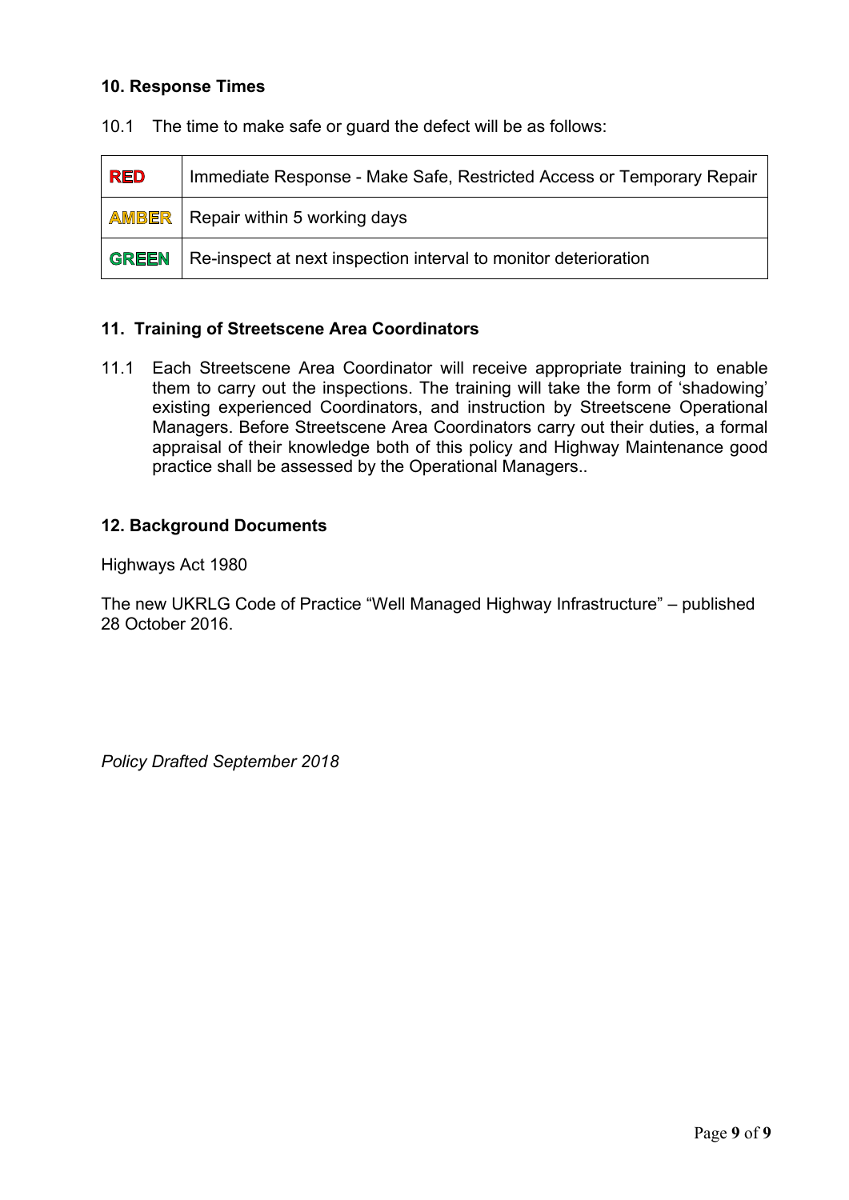## 10. Response Times

10.1 The time to make safe or guard the defect will be as follows:

| | |
|---|---|
| **RED** | Immediate Response - Make Safe, Restricted Access or Temporary Repair |
| **AMBER** | Repair within 5 working days |
| **GREEN** | Re-inspect at next inspection interval to monitor deterioration |

## 11. Training of Streetscene Area Coordinators

11.1 Each Streetscene Area Coordinator will receive appropriate training to enable them to carry out the inspections. The training will take the form of 'shadowing' existing experienced Coordinators, and instruction by Streetscene Operational Managers. Before Streetscene Area Coordinators carry out their duties, a formal appraisal of their knowledge both of this policy and Highway Maintenance good practice shall be assessed by the Operational Managers..

## 12. Background Documents

Highways Act 1980

The new UKRLG Code of Practice "Well Managed Highway Infrastructure" – published 28 October 2016.

*Policy Drafted September 2018*